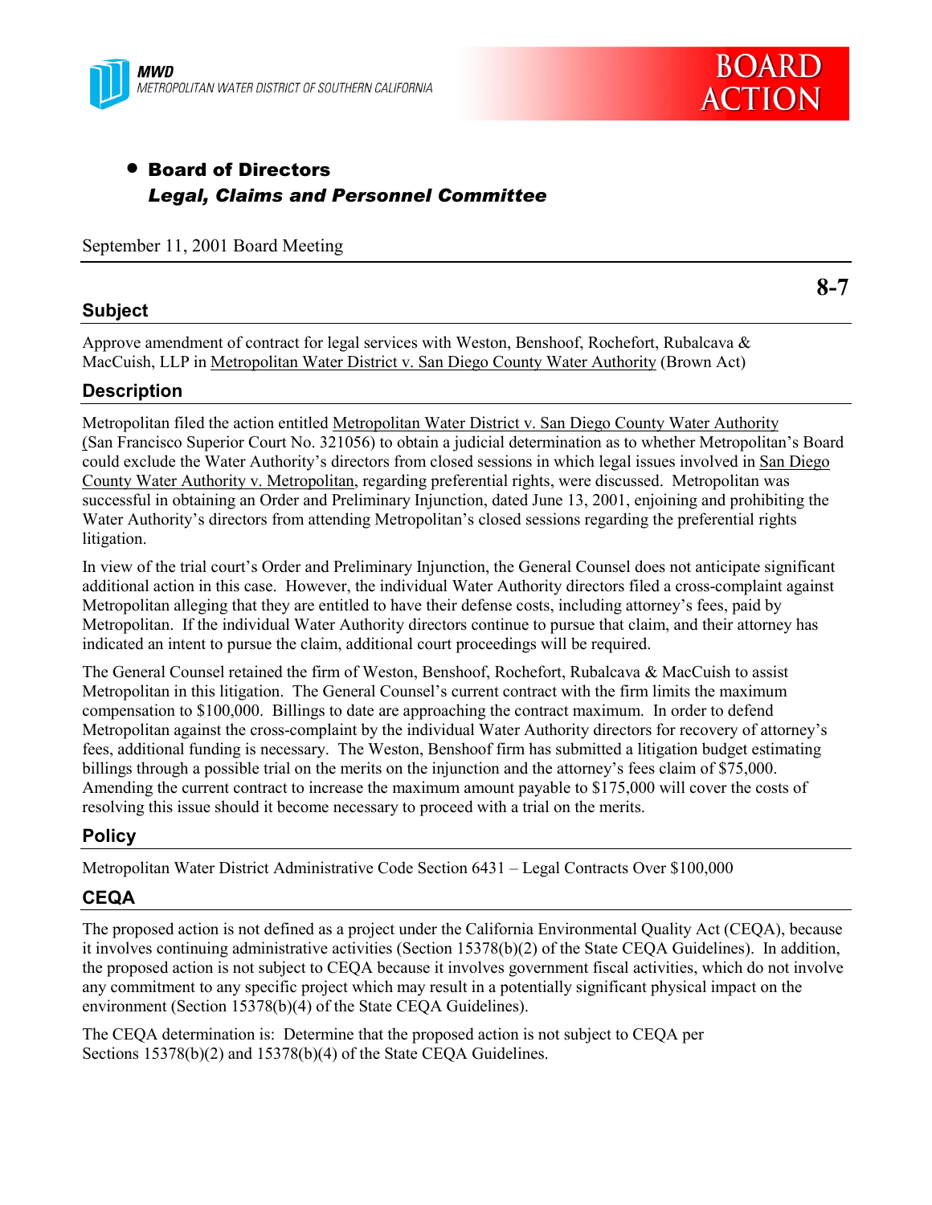MWD
METROPOLITAN WATER DISTRICT OF SOUTHERN CALIFORNIA

BOARD ACTION

- **Board of Directors**
  ***Legal, Claims and Personnel Committee***

September 11, 2001 Board Meeting

**8-7**

## Subject

Approve amendment of contract for legal services with Weston, Benshoof, Rochefort, Rubalcava & MacCuish, LLP in Metropolitan Water District v. San Diego County Water Authority (Brown Act)

## Description

Metropolitan filed the action entitled Metropolitan Water District v. San Diego County Water Authority (San Francisco Superior Court No. 321056) to obtain a judicial determination as to whether Metropolitan's Board could exclude the Water Authority's directors from closed sessions in which legal issues involved in San Diego County Water Authority v. Metropolitan, regarding preferential rights, were discussed. Metropolitan was successful in obtaining an Order and Preliminary Injunction, dated June 13, 2001, enjoining and prohibiting the Water Authority's directors from attending Metropolitan's closed sessions regarding the preferential rights litigation.

In view of the trial court's Order and Preliminary Injunction, the General Counsel does not anticipate significant additional action in this case. However, the individual Water Authority directors filed a cross-complaint against Metropolitan alleging that they are entitled to have their defense costs, including attorney's fees, paid by Metropolitan. If the individual Water Authority directors continue to pursue that claim, and their attorney has indicated an intent to pursue the claim, additional court proceedings will be required.

The General Counsel retained the firm of Weston, Benshoof, Rochefort, Rubalcava & MacCuish to assist Metropolitan in this litigation. The General Counsel's current contract with the firm limits the maximum compensation to $100,000. Billings to date are approaching the contract maximum. In order to defend Metropolitan against the cross-complaint by the individual Water Authority directors for recovery of attorney's fees, additional funding is necessary. The Weston, Benshoof firm has submitted a litigation budget estimating billings through a possible trial on the merits on the injunction and the attorney's fees claim of $75,000. Amending the current contract to increase the maximum amount payable to $175,000 will cover the costs of resolving this issue should it become necessary to proceed with a trial on the merits.

## Policy

Metropolitan Water District Administrative Code Section 6431 – Legal Contracts Over $100,000

## CEQA

The proposed action is not defined as a project under the California Environmental Quality Act (CEQA), because it involves continuing administrative activities (Section 15378(b)(2) of the State CEQA Guidelines). In addition, the proposed action is not subject to CEQA because it involves government fiscal activities, which do not involve any commitment to any specific project which may result in a potentially significant physical impact on the environment (Section 15378(b)(4) of the State CEQA Guidelines).

The CEQA determination is: Determine that the proposed action is not subject to CEQA per Sections 15378(b)(2) and 15378(b)(4) of the State CEQA Guidelines.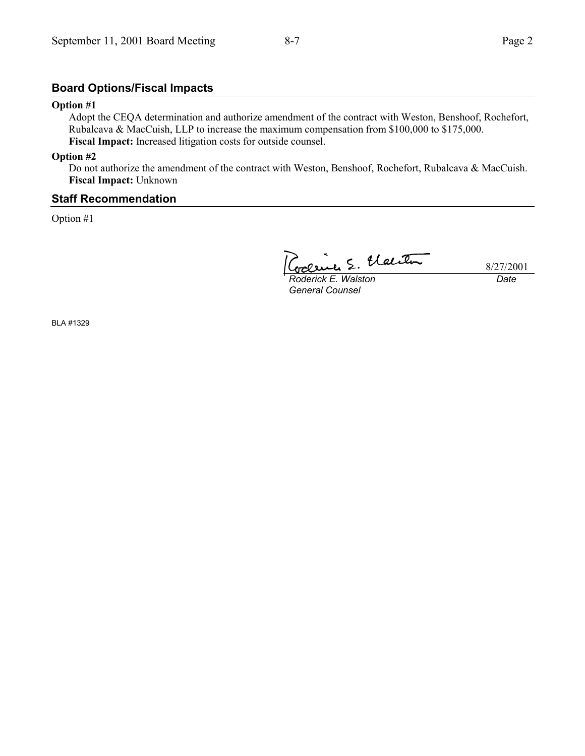## Board Options/Fiscal Impacts

**Option #1**

Adopt the CEQA determination and authorize amendment of the contract with Weston, Benshoof, Rochefort, Rubalcava & MacCuish, LLP to increase the maximum compensation from $100,000 to $175,000.
**Fiscal Impact:** Increased litigation costs for outside counsel.

**Option #2**

Do not authorize the amendment of the contract with Weston, Benshoof, Rochefort, Rubalcava & MacCuish.
**Fiscal Impact:** Unknown

## Staff Recommendation

Option #1

*Roderick E. Walston*
*General Counsel*

8/27/2001
*Date*

BLA #1329